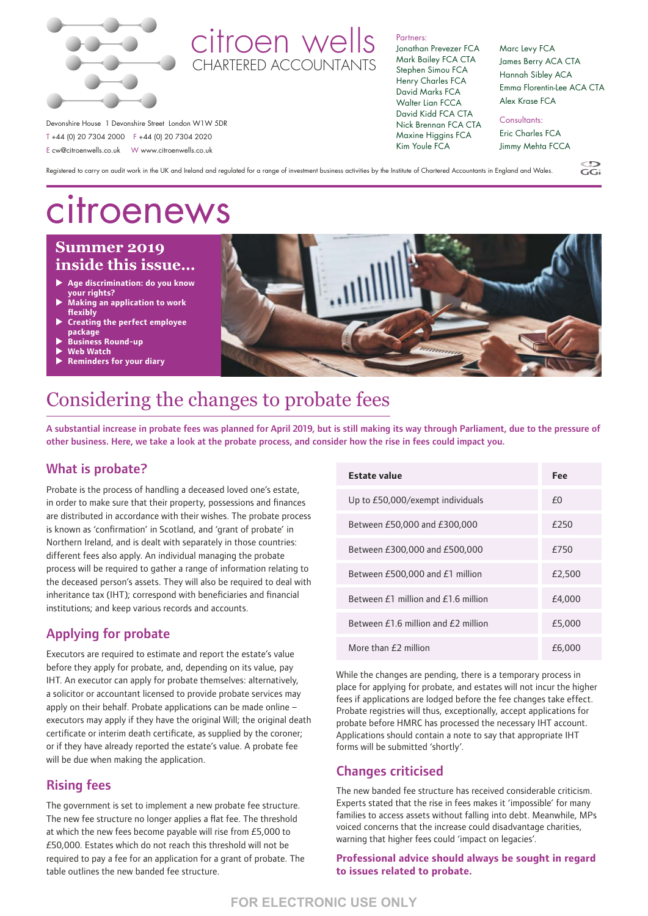citroen wells
CHARTERED ACCOUNTANTS

Devonshire House 1 Devonshire Street London W1W 5DR
T +44 (0) 20 7304 2000 F +44 (0) 20 7304 2020
E cw@citroenwells.co.uk W www.citroenwells.co.uk

Partners:
Jonathan Prevezer FCA
Mark Bailey FCA CTA
Stephen Simou FCA
Henry Charles FCA
David Marks FCA
Walter Lian FCCA
David Kidd FCA CTA
Nick Brennan FCA CTA
Maxine Higgins FCA
Kim Youle FCA
Marc Levy FCA
James Berry ACA CTA
Hannah Sibley ACA
Emma Florentin-Lee ACA CTA
Alex Krase FCA

Consultants:
Eric Charles FCA
Jimmy Mehta FCCA

Registered to carry on audit work in the UK and Ireland and regulated for a range of investment business activities by the Institute of Chartered Accountants in England and Wales.

# citroenews

## Summer 2019 inside this issue...

- Age discrimination: do you know your rights?
- Making an application to work flexibly
- Creating the perfect employee package
- Business Round-up
- Web Watch
- Reminders for your diary

# Considering the changes to probate fees

**A substantial increase in probate fees was planned for April 2019, but is still making its way through Parliament, due to the pressure of other business. Here, we take a look at the probate process, and consider how the rise in fees could impact you.**

## What is probate?

Probate is the process of handling a deceased loved one's estate, in order to make sure that their property, possessions and finances are distributed in accordance with their wishes. The probate process is known as 'confirmation' in Scotland, and 'grant of probate' in Northern Ireland, and is dealt with separately in those countries: different fees also apply. An individual managing the probate process will be required to gather a range of information relating to the deceased person's assets. They will also be required to deal with inheritance tax (IHT); correspond with beneficiaries and financial institutions; and keep various records and accounts.

## Applying for probate

Executors are required to estimate and report the estate's value before they apply for probate, and, depending on its value, pay IHT. An executor can apply for probate themselves: alternatively, a solicitor or accountant licensed to provide probate services may apply on their behalf. Probate applications can be made online – executors may apply if they have the original Will; the original death certificate or interim death certificate, as supplied by the coroner; or if they have already reported the estate's value. A probate fee will be due when making the application.

## Rising fees

The government is set to implement a new probate fee structure. The new fee structure no longer applies a flat fee. The threshold at which the new fees become payable will rise from £5,000 to £50,000. Estates which do not reach this threshold will not be required to pay a fee for an application for a grant of probate. The table outlines the new banded fee structure.

| Estate value | Fee |
|---|---|
| Up to £50,000/exempt individuals | £0 |
| Between £50,000 and £300,000 | £250 |
| Between £300,000 and £500,000 | £750 |
| Between £500,000 and £1 million | £2,500 |
| Between £1 million and £1.6 million | £4,000 |
| Between £1.6 million and £2 million | £5,000 |
| More than £2 million | £6,000 |

While the changes are pending, there is a temporary process in place for applying for probate, and estates will not incur the higher fees if applications are lodged before the fee changes take effect. Probate registries will thus, exceptionally, accept applications for probate before HMRC has processed the necessary IHT account. Applications should contain a note to say that appropriate IHT forms will be submitted 'shortly'.

## Changes criticised

The new banded fee structure has received considerable criticism. Experts stated that the rise in fees makes it 'impossible' for many families to access assets without falling into debt. Meanwhile, MPs voiced concerns that the increase could disadvantage charities, warning that higher fees could 'impact on legacies'.

**Professional advice should always be sought in regard to issues related to probate.**

FOR ELECTRONIC USE ONLY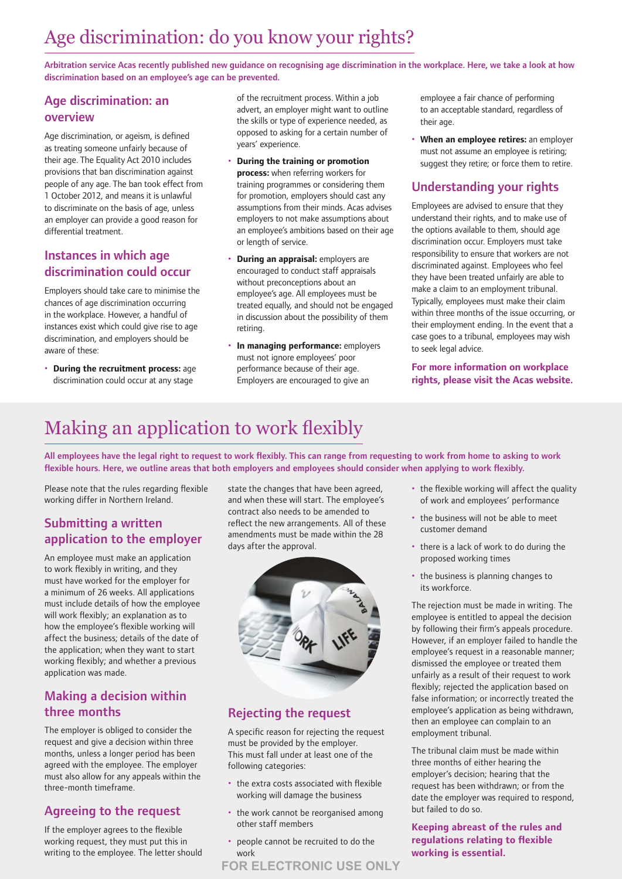# Age discrimination: do you know your rights?

**Arbitration service Acas recently published new guidance on recognising age discrimination in the workplace. Here, we take a look at how discrimination based on an employee's age can be prevented.**

## Age discrimination: an overview

Age discrimination, or ageism, is defined as treating someone unfairly because of their age. The Equality Act 2010 includes provisions that ban discrimination against people of any age. The ban took effect from 1 October 2012, and means it is unlawful to discriminate on the basis of age, unless an employer can provide a good reason for differential treatment.

## Instances in which age discrimination could occur

Employers should take care to minimise the chances of age discrimination occurring in the workplace. However, a handful of instances exist which could give rise to age discrimination, and employers should be aware of these:

- **During the recruitment process:** age discrimination could occur at any stage of the recruitment process. Within a job advert, an employer might want to outline the skills or type of experience needed, as opposed to asking for a certain number of years' experience.
- **During the training or promotion process:** when referring workers for training programmes or considering them for promotion, employers should cast any assumptions from their minds. Acas advises employers to not make assumptions about an employee's ambitions based on their age or length of service.
- **During an appraisal:** employers are encouraged to conduct staff appraisals without preconceptions about an employee's age. All employees must be treated equally, and should not be engaged in discussion about the possibility of them retiring.
- **In managing performance:** employers must not ignore employees' poor performance because of their age. Employers are encouraged to give an employee a fair chance of performing to an acceptable standard, regardless of their age.
- **When an employee retires:** an employer must not assume an employee is retiring; suggest they retire; or force them to retire.

## Understanding your rights

Employees are advised to ensure that they understand their rights, and to make use of the options available to them, should age discrimination occur. Employers must take responsibility to ensure that workers are not discriminated against. Employees who feel they have been treated unfairly are able to make a claim to an employment tribunal. Typically, employees must make their claim within three months of the issue occurring, or their employment ending. In the event that a case goes to a tribunal, employees may wish to seek legal advice.

**For more information on workplace rights, please visit the Acas website.**

# Making an application to work flexibly

**All employees have the legal right to request to work flexibly. This can range from requesting to work from home to asking to work flexible hours. Here, we outline areas that both employers and employees should consider when applying to work flexibly.**

Please note that the rules regarding flexible working differ in Northern Ireland.

## Submitting a written application to the employer

An employee must make an application to work flexibly in writing, and they must have worked for the employer for a minimum of 26 weeks. All applications must include details of how the employee will work flexibly; an explanation as to how the employee's flexible working will affect the business; details of the date of the application; when they want to start working flexibly; and whether a previous application was made.

## Making a decision within three months

The employer is obliged to consider the request and give a decision within three months, unless a longer period has been agreed with the employee. The employer must also allow for any appeals within the three-month timeframe.

## Agreeing to the request

If the employer agrees to the flexible working request, they must put this in writing to the employee. The letter should state the changes that have been agreed, and when these will start. The employee's contract also needs to be amended to reflect the new arrangements. All of these amendments must be made within the 28 days after the approval.

## Rejecting the request

A specific reason for rejecting the request must be provided by the employer. This must fall under at least one of the following categories:

- the extra costs associated with flexible working will damage the business
- the work cannot be reorganised among other staff members
- people cannot be recruited to do the work
- the flexible working will affect the quality of work and employees' performance
- the business will not be able to meet customer demand
- there is a lack of work to do during the proposed working times
- the business is planning changes to its workforce.

The rejection must be made in writing. The employee is entitled to appeal the decision by following their firm's appeals procedure. However, if an employer failed to handle the employee's request in a reasonable manner; dismissed the employee or treated them unfairly as a result of their request to work flexibly; rejected the application based on false information; or incorrectly treated the employee's application as being withdrawn, then an employee can complain to an employment tribunal.

The tribunal claim must be made within three months of either hearing the employer's decision; hearing that the request has been withdrawn; or from the date the employer was required to respond, but failed to do so.

**Keeping abreast of the rules and regulations relating to flexible working is essential.**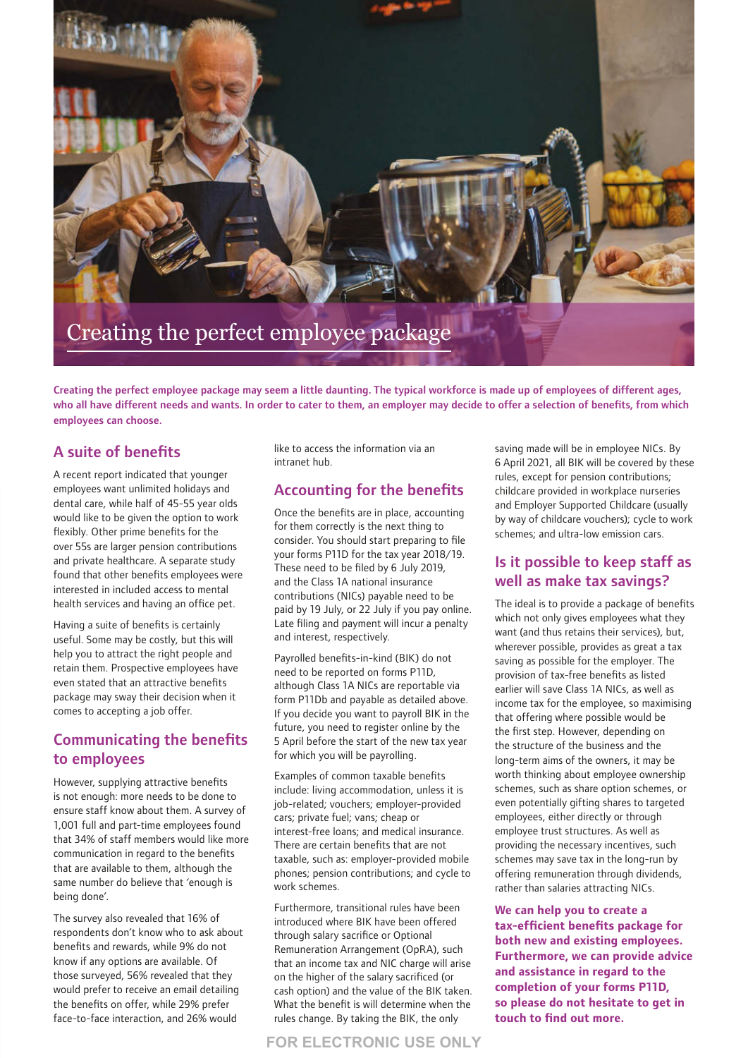# Creating the perfect employee package

**Creating the perfect employee package may seem a little daunting. The typical workforce is made up of employees of different ages, who all have different needs and wants. In order to cater to them, an employer may decide to offer a selection of benefits, from which employees can choose.**

## A suite of benefits

A recent report indicated that younger employees want unlimited holidays and dental care, while half of 45-55 year olds would like to be given the option to work flexibly. Other prime benefits for the over 55s are larger pension contributions and private healthcare. A separate study found that other benefits employees were interested in included access to mental health services and having an office pet.

Having a suite of benefits is certainly useful. Some may be costly, but this will help you to attract the right people and retain them. Prospective employees have even stated that an attractive benefits package may sway their decision when it comes to accepting a job offer.

## Communicating the benefits to employees

However, supplying attractive benefits is not enough: more needs to be done to ensure staff know about them. A survey of 1,001 full and part-time employees found that 34% of staff members would like more communication in regard to the benefits that are available to them, although the same number do believe that 'enough is being done'.

The survey also revealed that 16% of respondents don't know who to ask about benefits and rewards, while 9% do not know if any options are available. Of those surveyed, 56% revealed that they would prefer to receive an email detailing the benefits on offer, while 29% prefer face-to-face interaction, and 26% would like to access the information via an intranet hub.

## Accounting for the benefits

Once the benefits are in place, accounting for them correctly is the next thing to consider. You should start preparing to file your forms P11D for the tax year 2018/19. These need to be filed by 6 July 2019, and the Class 1A national insurance contributions (NICs) payable need to be paid by 19 July, or 22 July if you pay online. Late filing and payment will incur a penalty and interest, respectively.

Payrolled benefits-in-kind (BIK) do not need to be reported on forms P11D, although Class 1A NICs are reportable via form P11Db and payable as detailed above. If you decide you want to payroll BIK in the future, you need to register online by the 5 April before the start of the new tax year for which you will be payrolling.

Examples of common taxable benefits include: living accommodation, unless it is job-related; vouchers; employer-provided cars; private fuel; vans; cheap or interest-free loans; and medical insurance. There are certain benefits that are not taxable, such as: employer-provided mobile phones; pension contributions; and cycle to work schemes.

Furthermore, transitional rules have been introduced where BIK have been offered through salary sacrifice or Optional Remuneration Arrangement (OpRA), such that an income tax and NIC charge will arise on the higher of the salary sacrificed (or cash option) and the value of the BIK taken. What the benefit is will determine when the rules change. By taking the BIK, the only saving made will be in employee NICs. By 6 April 2021, all BIK will be covered by these rules, except for pension contributions; childcare provided in workplace nurseries and Employer Supported Childcare (usually by way of childcare vouchers); cycle to work schemes; and ultra-low emission cars.

## Is it possible to keep staff as well as make tax savings?

The ideal is to provide a package of benefits which not only gives employees what they want (and thus retains their services), but, wherever possible, provides as great a tax saving as possible for the employer. The provision of tax-free benefits as listed earlier will save Class 1A NICs, as well as income tax for the employee, so maximising that offering where possible would be the first step. However, depending on the structure of the business and the long-term aims of the owners, it may be worth thinking about employee ownership schemes, such as share option schemes, or even potentially gifting shares to targeted employees, either directly or through employee trust structures. As well as providing the necessary incentives, such schemes may save tax in the long-run by offering remuneration through dividends, rather than salaries attracting NICs.

**We can help you to create a tax-efficient benefits package for both new and existing employees. Furthermore, we can provide advice and assistance in regard to the completion of your forms P11D, so please do not hesitate to get in touch to find out more.**

FOR ELECTRONIC USE ONLY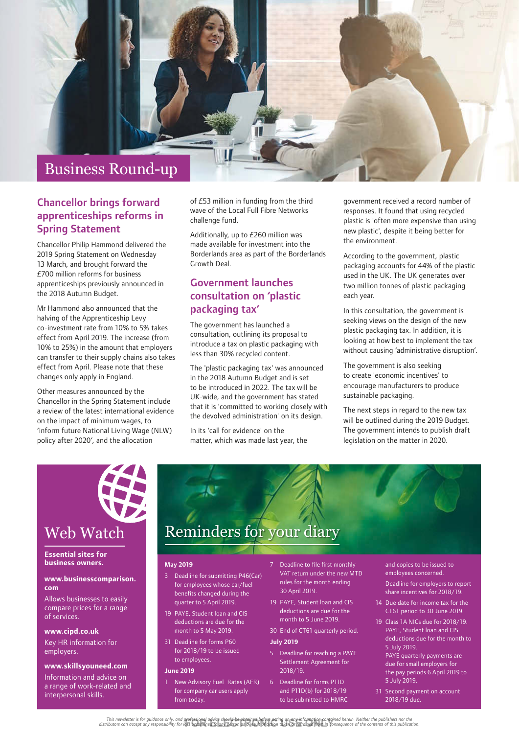# Business Round-up

## Chancellor brings forward apprenticeships reforms in Spring Statement

Chancellor Philip Hammond delivered the 2019 Spring Statement on Wednesday 13 March, and brought forward the £700 million reforms for business apprenticeships previously announced in the 2018 Autumn Budget.

Mr Hammond also announced that the halving of the Apprenticeship Levy co-investment rate from 10% to 5% takes effect from April 2019. The increase (from 10% to 25%) in the amount that employers can transfer to their supply chains also takes effect from April. Please note that these changes only apply in England.

Other measures announced by the Chancellor in the Spring Statement include a review of the latest international evidence on the impact of minimum wages, to 'inform future National Living Wage (NLW) policy after 2020', and the allocation of £53 million in funding from the third wave of the Local Full Fibre Networks challenge fund.

Additionally, up to £260 million was made available for investment into the Borderlands area as part of the Borderlands Growth Deal.

## Government launches consultation on 'plastic packaging tax'

The government has launched a consultation, outlining its proposal to introduce a tax on plastic packaging with less than 30% recycled content.

The 'plastic packaging tax' was announced in the 2018 Autumn Budget and is set to be introduced in 2022. The tax will be UK-wide, and the government has stated that it is 'committed to working closely with the devolved administration' on its design.

In its 'call for evidence' on the matter, which was made last year, the government received a record number of responses. It found that using recycled plastic is 'often more expensive than using new plastic', despite it being better for the environment.

According to the government, plastic packaging accounts for 44% of the plastic used in the UK. The UK generates over two million tonnes of plastic packaging each year.

In this consultation, the government is seeking views on the design of the new plastic packaging tax. In addition, it is looking at how best to implement the tax without causing 'administrative disruption'.

The government is also seeking to create 'economic incentives' to encourage manufacturers to produce sustainable packaging.

The next steps in regard to the new tax will be outlined during the 2019 Budget. The government intends to publish draft legislation on the matter in 2020.

# Web Watch

**Essential sites for business owners.**

**www.businesscomparison.com**
Allows businesses to easily compare prices for a range of services.

**www.cipd.co.uk**
Key HR information for employers.

**www.skillsyouneed.com**
Information and advice on a range of work-related and interpersonal skills.

# Reminders for your diary

**May 2019**

- 3 Deadline for submitting P46(Car) for employees whose car/fuel benefits changed during the quarter to 5 April 2019.
- 19 PAYE, Student loan and CIS deductions are due for the month to 5 May 2019.
- 31 Deadline for forms P60 for 2018/19 to be issued to employees.

**June 2019**

- 1 New Advisory Fuel Rates (AFR) for company car users apply from today.
- 7 Deadline to file first monthly VAT return under the new MTD rules for the month ending 30 April 2019.
- 19 PAYE, Student loan and CIS deductions are due for the month to 5 June 2019.
- 30 End of CT61 quarterly period.

**July 2019**

- 5 Deadline for reaching a PAYE Settlement Agreement for 2018/19.
- 6 Deadline for forms P11D and P11D(b) for 2018/19 to be submitted to HMRC and copies to be issued to employees concerned.
  Deadline for employers to report share incentives for 2018/19.
- 14 Due date for income tax for the CT61 period to 30 June 2019.
- 19 Class 1A NICs due for 2018/19. PAYE, Student loan and CIS deductions due for the month to 5 July 2019.
  PAYE quarterly payments are due for small employers for the pay periods 6 April 2019 to 5 July 2019.
- 31 Second payment on account 2018/19 due.

*This newsletter is for guidance only, and professional advice should be obtained before acting on any information contained herein. Neither the publishers nor the distributors can accept any responsibility for loss occasioned to any person as a result of action taken or refrained from in consequence of the contents of this publication.*